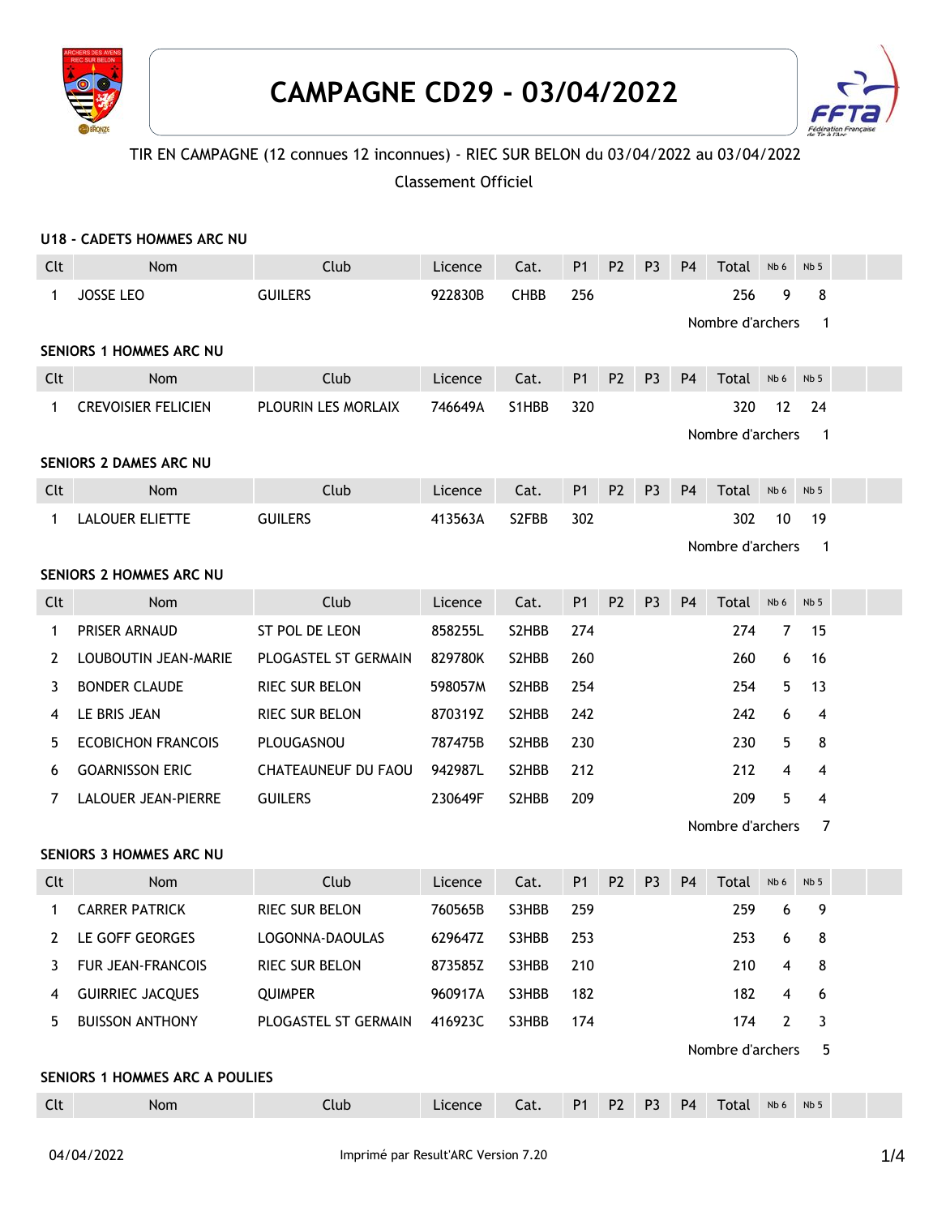# CAMPAGNE CD29 - 03/04/2022

TIR EN CAMPAGNE (12 connues 12 inconnues) - RIEC SUR BELON du 03/04/2022 au 03/04/2022

Classement Officiel

### U18 - CADETS HOMMES ARC NU

| Clt | Nom | Club | Licence | Cat. | P1 | P2 | P3 | P4 | Total | Nb 6 | Nb 5 |
|---|---|---|---|---|---|---|---|---|---|---|---|
| 1 | JOSSE LEO | GUILERS | 922830B | CHBB | 256 | | | | 256 | 9 | 8 |

Nombre d'archers 1

### SENIORS 1 HOMMES ARC NU

| Clt | Nom | Club | Licence | Cat. | P1 | P2 | P3 | P4 | Total | Nb 6 | Nb 5 |
|---|---|---|---|---|---|---|---|---|---|---|---|
| 1 | CREVOISIER FELICIEN | PLOURIN LES MORLAIX | 746649A | S1HBB | 320 | | | | 320 | 12 | 24 |

Nombre d'archers 1

### SENIORS 2 DAMES ARC NU

| Clt | Nom | Club | Licence | Cat. | P1 | P2 | P3 | P4 | Total | Nb 6 | Nb 5 |
|---|---|---|---|---|---|---|---|---|---|---|---|
| 1 | LALOUER ELIETTE | GUILERS | 413563A | S2FBB | 302 | | | | 302 | 10 | 19 |

Nombre d'archers 1

### SENIORS 2 HOMMES ARC NU

| Clt | Nom | Club | Licence | Cat. | P1 | P2 | P3 | P4 | Total | Nb 6 | Nb 5 |
|---|---|---|---|---|---|---|---|---|---|---|---|
| 1 | PRISER ARNAUD | ST POL DE LEON | 858255L | S2HBB | 274 | | | | 274 | 7 | 15 |
| 2 | LOUBOUTIN JEAN-MARIE | PLOGASTEL ST GERMAIN | 829780K | S2HBB | 260 | | | | 260 | 6 | 16 |
| 3 | BONDER CLAUDE | RIEC SUR BELON | 598057M | S2HBB | 254 | | | | 254 | 5 | 13 |
| 4 | LE BRIS JEAN | RIEC SUR BELON | 870319Z | S2HBB | 242 | | | | 242 | 6 | 4 |
| 5 | ECOBICHON FRANCOIS | PLOUGASNOU | 787475B | S2HBB | 230 | | | | 230 | 5 | 8 |
| 6 | GOARNISSON ERIC | CHATEAUNEUF DU FAOU | 942987L | S2HBB | 212 | | | | 212 | 4 | 4 |
| 7 | LALOUER JEAN-PIERRE | GUILERS | 230649F | S2HBB | 209 | | | | 209 | 5 | 4 |

Nombre d'archers 7

### SENIORS 3 HOMMES ARC NU

| Clt | Nom | Club | Licence | Cat. | P1 | P2 | P3 | P4 | Total | Nb 6 | Nb 5 |
|---|---|---|---|---|---|---|---|---|---|---|---|
| 1 | CARRER PATRICK | RIEC SUR BELON | 760565B | S3HBB | 259 | | | | 259 | 6 | 9 |
| 2 | LE GOFF GEORGES | LOGONNA-DAOULAS | 629647Z | S3HBB | 253 | | | | 253 | 6 | 8 |
| 3 | FUR JEAN-FRANCOIS | RIEC SUR BELON | 873585Z | S3HBB | 210 | | | | 210 | 4 | 8 |
| 4 | GUIRRIEC JACQUES | QUIMPER | 960917A | S3HBB | 182 | | | | 182 | 4 | 6 |
| 5 | BUISSON ANTHONY | PLOGASTEL ST GERMAIN | 416923C | S3HBB | 174 | | | | 174 | 2 | 3 |

Nombre d'archers 5

### SENIORS 1 HOMMES ARC A POULIES

| Clt | Nom | Club | Licence | Cat. | P1 | P2 | P3 | P4 | Total | Nb 6 | Nb 5 |
|---|---|---|---|---|---|---|---|---|---|---|---|

04/04/2022 Imprimé par Result'ARC Version 7.20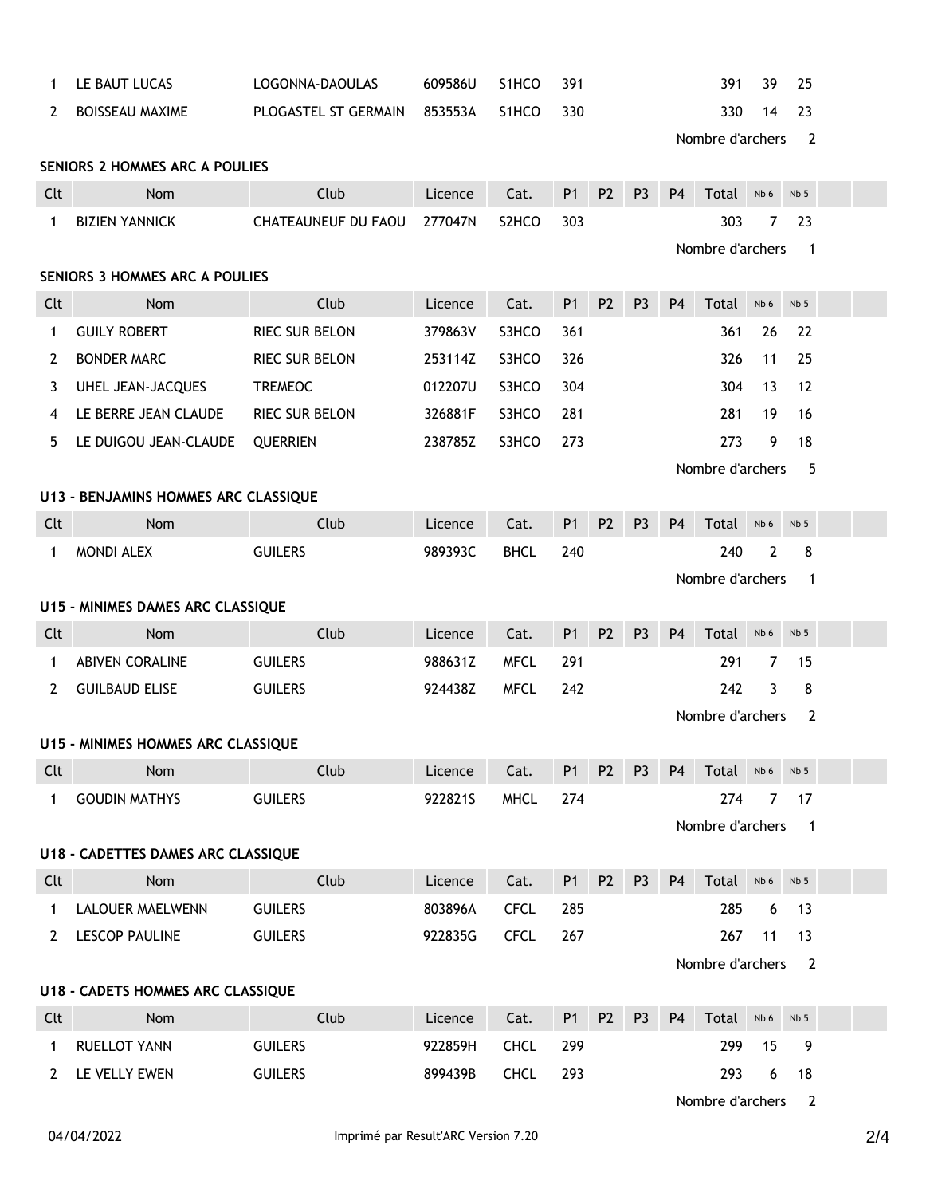| Clt | Nom | Club | Licence | Cat. | P1 | P2 | P3 | P4 | Total | Nb 6 | Nb 5 |
|---|---|---|---|---|---|---|---|---|---|---|---|
| 1 | LE BAUT LUCAS | LOGONNA-DAOULAS | 609586U | S1HCO | 391 | | | | 391 | 39 | 25 |
| 2 | BOISSEAU MAXIME | PLOGASTEL ST GERMAIN | 853553A | S1HCO | 330 | | | | 330 | 14 | 23 |

Nombre d'archers 2

**SENIORS 2 HOMMES ARC A POULIES**

| Clt | Nom | Club | Licence | Cat. | P1 | P2 | P3 | P4 | Total | Nb 6 | Nb 5 |
|---|---|---|---|---|---|---|---|---|---|---|---|
| 1 | BIZIEN YANNICK | CHATEAUNEUF DU FAOU | 277047N | S2HCO | 303 | | | | 303 | 7 | 23 |

Nombre d'archers 1

**SENIORS 3 HOMMES ARC A POULIES**

| Clt | Nom | Club | Licence | Cat. | P1 | P2 | P3 | P4 | Total | Nb 6 | Nb 5 |
|---|---|---|---|---|---|---|---|---|---|---|---|
| 1 | GUILY ROBERT | RIEC SUR BELON | 379863V | S3HCO | 361 | | | | 361 | 26 | 22 |
| 2 | BONDER MARC | RIEC SUR BELON | 253114Z | S3HCO | 326 | | | | 326 | 11 | 25 |
| 3 | UHEL JEAN-JACQUES | TREMEOC | 012207U | S3HCO | 304 | | | | 304 | 13 | 12 |
| 4 | LE BERRE JEAN CLAUDE | RIEC SUR BELON | 326881F | S3HCO | 281 | | | | 281 | 19 | 16 |
| 5 | LE DUIGOU JEAN-CLAUDE | QUERRIEN | 238785Z | S3HCO | 273 | | | | 273 | 9 | 18 |

Nombre d'archers 5

**U13 - BENJAMINS HOMMES ARC CLASSIQUE**

| Clt | Nom | Club | Licence | Cat. | P1 | P2 | P3 | P4 | Total | Nb 6 | Nb 5 |
|---|---|---|---|---|---|---|---|---|---|---|---|
| 1 | MONDI ALEX | GUILERS | 989393C | BHCL | 240 | | | | 240 | 2 | 8 |

Nombre d'archers 1

**U15 - MINIMES DAMES ARC CLASSIQUE**

| Clt | Nom | Club | Licence | Cat. | P1 | P2 | P3 | P4 | Total | Nb 6 | Nb 5 |
|---|---|---|---|---|---|---|---|---|---|---|---|
| 1 | ABIVEN CORALINE | GUILERS | 988631Z | MFCL | 291 | | | | 291 | 7 | 15 |
| 2 | GUILBAUD ELISE | GUILERS | 924438Z | MFCL | 242 | | | | 242 | 3 | 8 |

Nombre d'archers 2

**U15 - MINIMES HOMMES ARC CLASSIQUE**

| Clt | Nom | Club | Licence | Cat. | P1 | P2 | P3 | P4 | Total | Nb 6 | Nb 5 |
|---|---|---|---|---|---|---|---|---|---|---|---|
| 1 | GOUDIN MATHYS | GUILERS | 922821S | MHCL | 274 | | | | 274 | 7 | 17 |

Nombre d'archers 1

**U18 - CADETTES DAMES ARC CLASSIQUE**

| Clt | Nom | Club | Licence | Cat. | P1 | P2 | P3 | P4 | Total | Nb 6 | Nb 5 |
|---|---|---|---|---|---|---|---|---|---|---|---|
| 1 | LALOUER MAELWENN | GUILERS | 803896A | CFCL | 285 | | | | 285 | 6 | 13 |
| 2 | LESCOP PAULINE | GUILERS | 922835G | CFCL | 267 | | | | 267 | 11 | 13 |

Nombre d'archers 2

**U18 - CADETS HOMMES ARC CLASSIQUE**

| Clt | Nom | Club | Licence | Cat. | P1 | P2 | P3 | P4 | Total | Nb 6 | Nb 5 |
|---|---|---|---|---|---|---|---|---|---|---|---|
| 1 | RUELLOT YANN | GUILERS | 922859H | CHCL | 299 | | | | 299 | 15 | 9 |
| 2 | LE VELLY EWEN | GUILERS | 899439B | CHCL | 293 | | | | 293 | 6 | 18 |

Nombre d'archers 2

04/04/2022 Imprimé par Result'ARC Version 7.20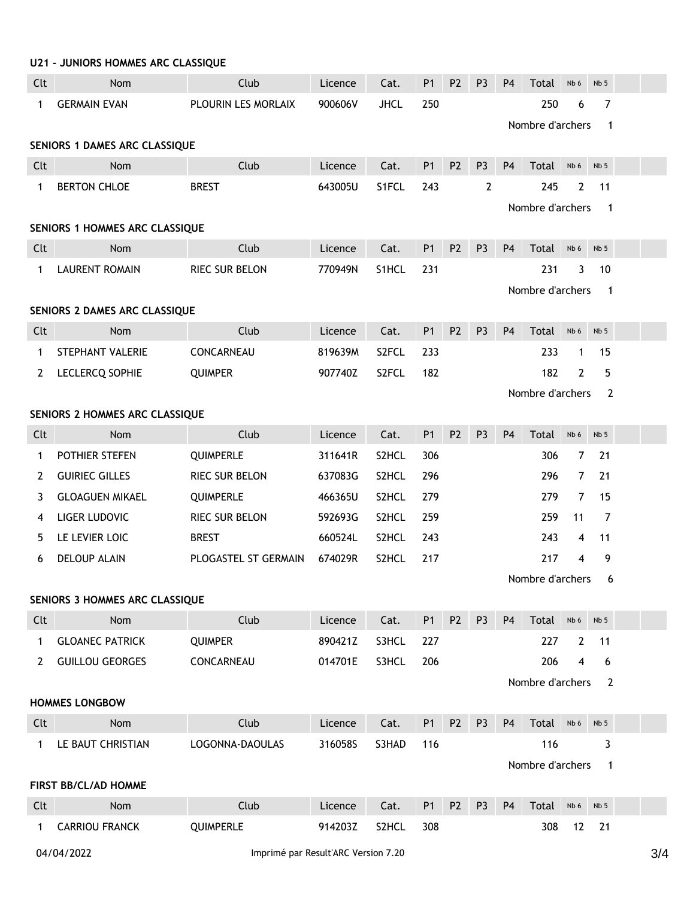### U21 - JUNIORS HOMMES ARC CLASSIQUE

| Clt | Nom | Club | Licence | Cat. | P1 | P2 | P3 | P4 | Total | Nb 6 | Nb 5 | | |
|---|---|---|---|---|---|---|---|---|---|---|---|---|---|
| 1 | GERMAIN EVAN | PLOURIN LES MORLAIX | 900606V | JHCL | 250 | | | | 250 | 6 | 7 | | |

Nombre d'archers 1

### SENIORS 1 DAMES ARC CLASSIQUE

| Clt | Nom | Club | Licence | Cat. | P1 | P2 | P3 | P4 | Total | Nb 6 | Nb 5 | | |
|---|---|---|---|---|---|---|---|---|---|---|---|---|---|
| 1 | BERTON CHLOE | BREST | 643005U | S1FCL | 243 | | 2 | | 245 | 2 | 11 | | |

Nombre d'archers 1

### SENIORS 1 HOMMES ARC CLASSIQUE

| Clt | Nom | Club | Licence | Cat. | P1 | P2 | P3 | P4 | Total | Nb 6 | Nb 5 | | |
|---|---|---|---|---|---|---|---|---|---|---|---|---|---|
| 1 | LAURENT ROMAIN | RIEC SUR BELON | 770949N | S1HCL | 231 | | | | 231 | 3 | 10 | | |

Nombre d'archers 1

### SENIORS 2 DAMES ARC CLASSIQUE

| Clt | Nom | Club | Licence | Cat. | P1 | P2 | P3 | P4 | Total | Nb 6 | Nb 5 | | |
|---|---|---|---|---|---|---|---|---|---|---|---|---|---|
| 1 | STEPHANT VALERIE | CONCARNEAU | 819639M | S2FCL | 233 | | | | 233 | 1 | 15 | | |
| 2 | LECLERCQ SOPHIE | QUIMPER | 907740Z | S2FCL | 182 | | | | 182 | 2 | 5 | | |

Nombre d'archers 2

### SENIORS 2 HOMMES ARC CLASSIQUE

| Clt | Nom | Club | Licence | Cat. | P1 | P2 | P3 | P4 | Total | Nb 6 | Nb 5 | | |
|---|---|---|---|---|---|---|---|---|---|---|---|---|---|
| 1 | POTHIER STEFEN | QUIMPERLE | 311641R | S2HCL | 306 | | | | 306 | 7 | 21 | | |
| 2 | GUIRIEC GILLES | RIEC SUR BELON | 637083G | S2HCL | 296 | | | | 296 | 7 | 21 | | |
| 3 | GLOAGUEN MIKAEL | QUIMPERLE | 466365U | S2HCL | 279 | | | | 279 | 7 | 15 | | |
| 4 | LIGER LUDOVIC | RIEC SUR BELON | 592693G | S2HCL | 259 | | | | 259 | 11 | 7 | | |
| 5 | LE LEVIER LOIC | BREST | 660524L | S2HCL | 243 | | | | 243 | 4 | 11 | | |
| 6 | DELOUP ALAIN | PLOGASTEL ST GERMAIN | 674029R | S2HCL | 217 | | | | 217 | 4 | 9 | | |

Nombre d'archers 6

### SENIORS 3 HOMMES ARC CLASSIQUE

| Clt | Nom | Club | Licence | Cat. | P1 | P2 | P3 | P4 | Total | Nb 6 | Nb 5 | | |
|---|---|---|---|---|---|---|---|---|---|---|---|---|---|
| 1 | GLOANEC PATRICK | QUIMPER | 890421Z | S3HCL | 227 | | | | 227 | 2 | 11 | | |
| 2 | GUILLOU GEORGES | CONCARNEAU | 014701E | S3HCL | 206 | | | | 206 | 4 | 6 | | |

Nombre d'archers 2

### HOMMES LONGBOW

| Clt | Nom | Club | Licence | Cat. | P1 | P2 | P3 | P4 | Total | Nb 6 | Nb 5 | | |
|---|---|---|---|---|---|---|---|---|---|---|---|---|---|
| 1 | LE BAUT CHRISTIAN | LOGONNA-DAOULAS | 316058S | S3HAD | 116 | | | | 116 | | 3 | | |

Nombre d'archers 1

### FIRST BB/CL/AD HOMME

| Clt | Nom | Club | Licence | Cat. | P1 | P2 | P3 | P4 | Total | Nb 6 | Nb 5 | | |
|---|---|---|---|---|---|---|---|---|---|---|---|---|---|
| 1 | CARRIOU FRANCK | QUIMPERLE | 914203Z | S2HCL | 308 | | | | 308 | 12 | 21 | | |

04/04/2022 Imprimé par Result'ARC Version 7.20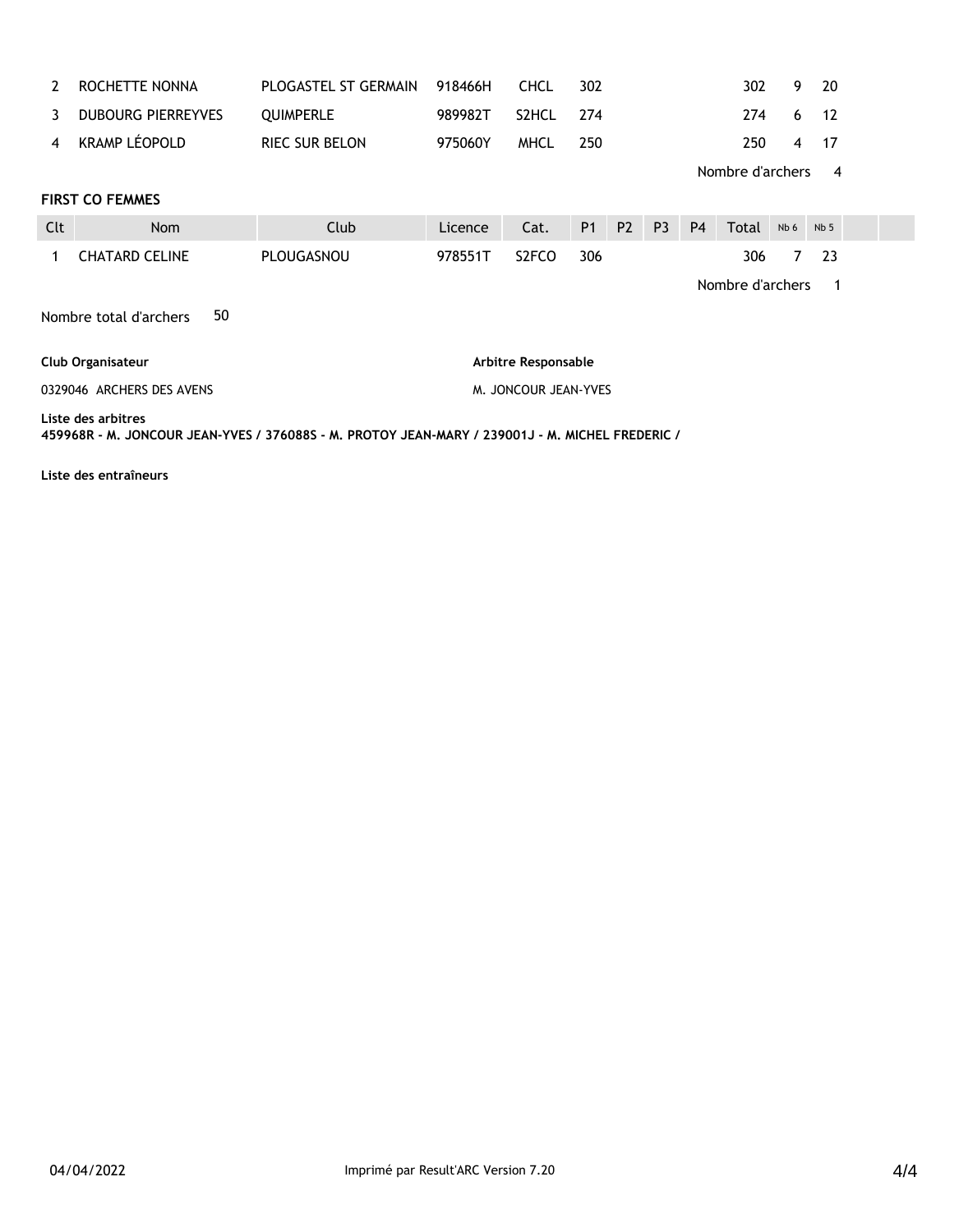| Clt | Nom | Club | Licence | Cat. | P1 | P2 | P3 | P4 | Total | Nb 6 | Nb 5 |
|---|---|---|---|---|---|---|---|---|---|---|---|
| 2 | ROCHETTE NONNA | PLOGASTEL ST GERMAIN | 918466H | CHCL | 302 | | | | 302 | 9 | 20 |
| 3 | DUBOURG PIERREYVES | QUIMPERLE | 989982T | S2HCL | 274 | | | | 274 | 6 | 12 |
| 4 | KRAMP LÉOPOLD | RIEC SUR BELON | 975060Y | MHCL | 250 | | | | 250 | 4 | 17 |

Nombre d'archers 4

**FIRST CO FEMMES**

| Clt | Nom | Club | Licence | Cat. | P1 | P2 | P3 | P4 | Total | Nb 6 | Nb 5 |
|---|---|---|---|---|---|---|---|---|---|---|---|
| 1 | CHATARD CELINE | PLOUGASNOU | 978551T | S2FCO | 306 | | | | 306 | 7 | 23 |

Nombre d'archers 1

Nombre total d'archers 50

**Club Organisateur**

0329046 ARCHERS DES AVENS

**Arbitre Responsable**

M. JONCOUR JEAN-YVES

**Liste des arbitres**

**459968R - M. JONCOUR JEAN-YVES / 376088S - M. PROTOY JEAN-MARY / 239001J - M. MICHEL FREDERIC /**

**Liste des entraîneurs**

04/04/2022 Imprimé par Result'ARC Version 7.20